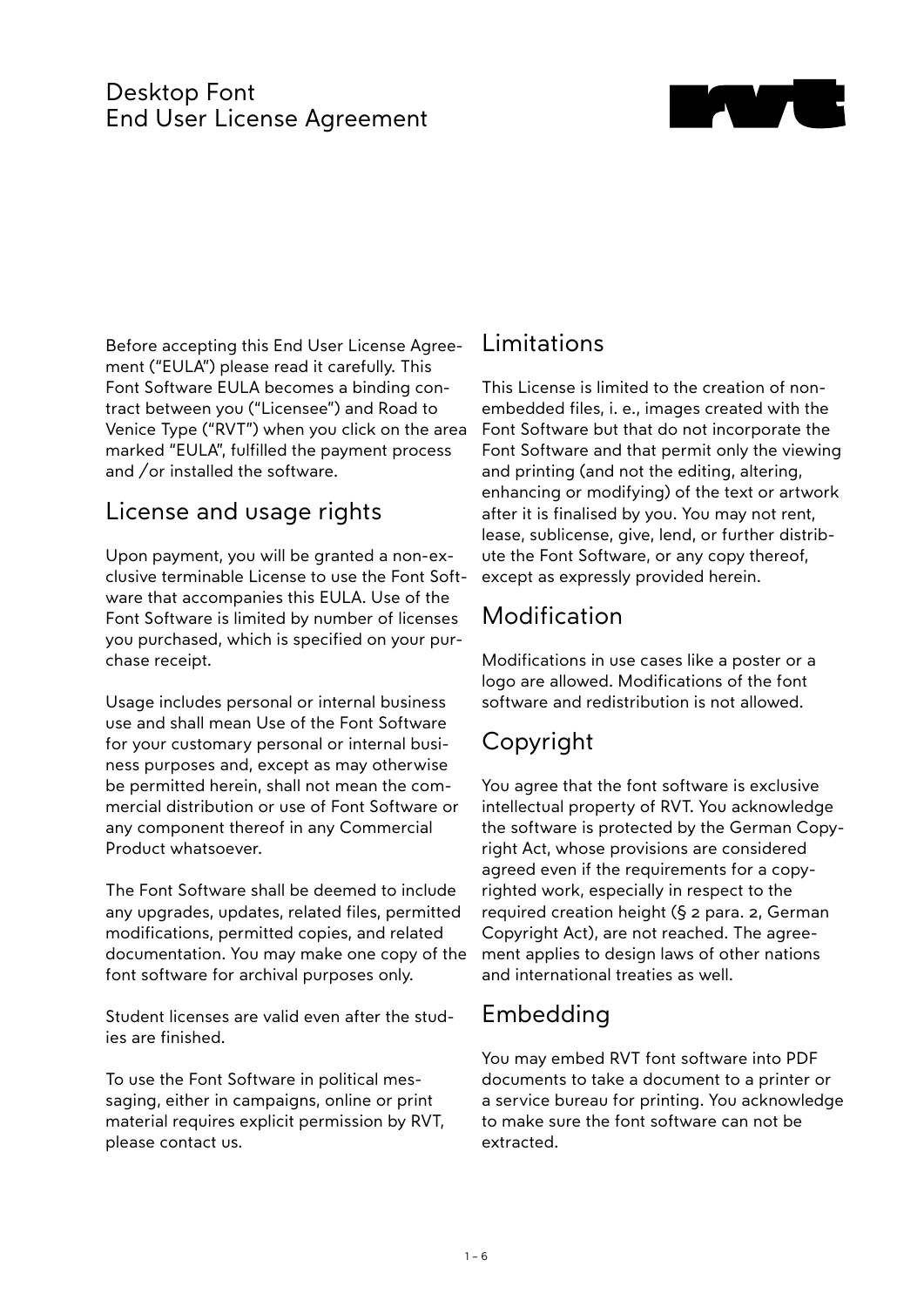# Desktop Font End User License Agreement

Before accepting this End User License Agreement ("EULA") please read it carefully. This Font Software EULA becomes a binding contract between you ("Licensee") and Road to Venice Type ("RVT") when you click on the area marked "EULA", fulfilled the payment process and /or installed the software.

## License and usage rights

Upon payment, you will be granted a non-exclusive terminable License to use the Font Software that accompanies this EULA. Use of the Font Software is limited by number of licenses you purchased, which is specified on your purchase receipt.

Usage includes personal or internal business use and shall mean Use of the Font Software for your customary personal or internal business purposes and, except as may otherwise be permitted herein, shall not mean the commercial distribution or use of Font Software or any component thereof in any Commercial Product whatsoever.

The Font Software shall be deemed to include any upgrades, updates, related files, permitted modifications, permitted copies, and related documentation. You may make one copy of the font software for archival purposes only.

Student licenses are valid even after the studies are finished.

To use the Font Software in political messaging, either in campaigns, online or print material requires explicit permission by RVT, please contact us.

## Limitations

This License is limited to the creation of non-embedded files, i. e., images created with the Font Software but that do not incorporate the Font Software and that permit only the viewing and printing (and not the editing, altering, enhancing or modifying) of the text or artwork after it is finalised by you. You may not rent, lease, sublicense, give, lend, or further distribute the Font Software, or any copy thereof, except as expressly provided herein.

## Modification

Modifications in use cases like a poster or a logo are allowed. Modifications of the font software and redistribution is not allowed.

## Copyright

You agree that the font software is exclusive intellectual property of RVT. You acknowledge the software is protected by the German Copyright Act, whose provisions are considered agreed even if the requirements for a copyrighted work, especially in respect to the required creation height (§ 2 para. 2, German Copyright Act), are not reached. The agreement applies to design laws of other nations and international treaties as well.

## Embedding

You may embed RVT font software into PDF documents to take a document to a printer or a service bureau for printing. You acknowledge to make sure the font software can not be extracted.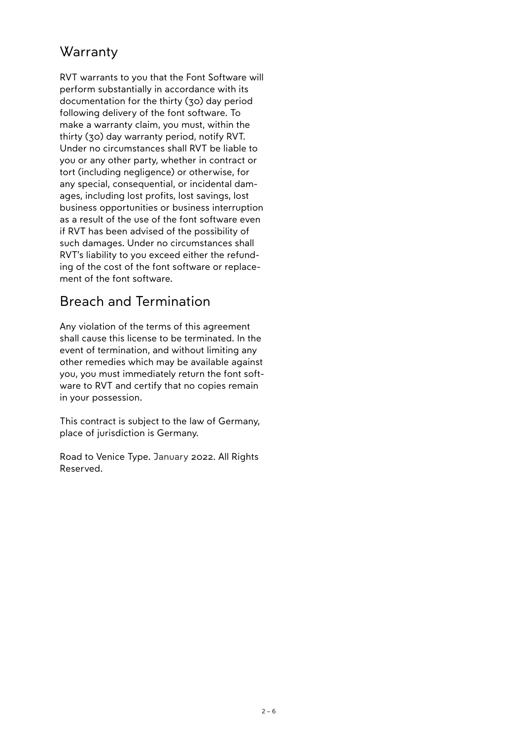## Warranty

RVT warrants to you that the Font Software will perform substantially in accordance with its documentation for the thirty (30) day period following delivery of the font software. To make a warranty claim, you must, within the thirty (30) day warranty period, notify RVT. Under no circumstances shall RVT be liable to you or any other party, whether in contract or tort (including negligence) or otherwise, for any special, consequential, or incidental damages, including lost profits, lost savings, lost business opportunities or business interruption as a result of the use of the font software even if RVT has been advised of the possibility of such damages. Under no circumstances shall RVT's liability to you exceed either the refunding of the cost of the font software or replacement of the font software.

## Breach and Termination

Any violation of the terms of this agreement shall cause this license to be terminated. In the event of termination, and without limiting any other remedies which may be available against you, you must immediately return the font software to RVT and certify that no copies remain in your possession.

This contract is subject to the law of Germany, place of jurisdiction is Germany.

Road to Venice Type. January 2022. All Rights Reserved.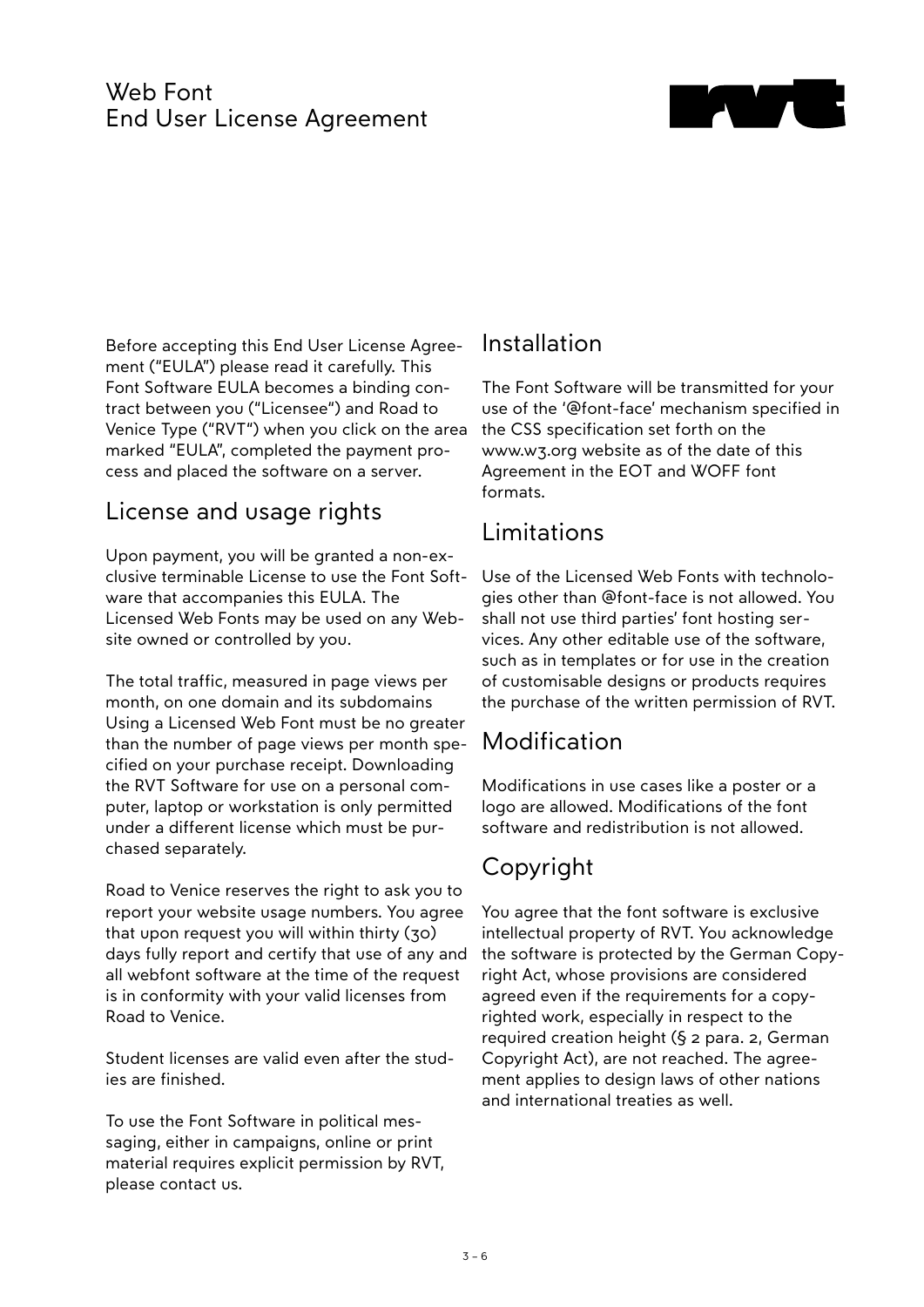# Web Font End User License Agreement

Before accepting this End User License Agreement ("EULA") please read it carefully. This Font Software EULA becomes a binding contract between you ("Licensee") and Road to Venice Type ("RVT") when you click on the area marked "EULA", completed the payment process and placed the software on a server.

## License and usage rights

Upon payment, you will be granted a non-exclusive terminable License to use the Font Software that accompanies this EULA. The Licensed Web Fonts may be used on any Website owned or controlled by you.

The total traffic, measured in page views per month, on one domain and its subdomains Using a Licensed Web Font must be no greater than the number of page views per month specified on your purchase receipt. Downloading the RVT Software for use on a personal computer, laptop or workstation is only permitted under a different license which must be purchased separately.

Road to Venice reserves the right to ask you to report your website usage numbers. You agree that upon request you will within thirty (30) days fully report and certify that use of any and all webfont software at the time of the request is in conformity with your valid licenses from Road to Venice.

Student licenses are valid even after the studies are finished.

To use the Font Software in political messaging, either in campaigns, online or print material requires explicit permission by RVT, please contact us.

## Installation

The Font Software will be transmitted for your use of the '@font-face' mechanism specified in the CSS specification set forth on the www.w3.org website as of the date of this Agreement in the EOT and WOFF font formats.

## Limitations

Use of the Licensed Web Fonts with technologies other than @font-face is not allowed. You shall not use third parties' font hosting services. Any other editable use of the software, such as in templates or for use in the creation of customisable designs or products requires the purchase of the written permission of RVT.

## Modification

Modifications in use cases like a poster or a logo are allowed. Modifications of the font software and redistribution is not allowed.

## Copyright

You agree that the font software is exclusive intellectual property of RVT. You acknowledge the software is protected by the German Copyright Act, whose provisions are considered agreed even if the requirements for a copyrighted work, especially in respect to the required creation height (§ 2 para. 2, German Copyright Act), are not reached. The agreement applies to design laws of other nations and international treaties as well.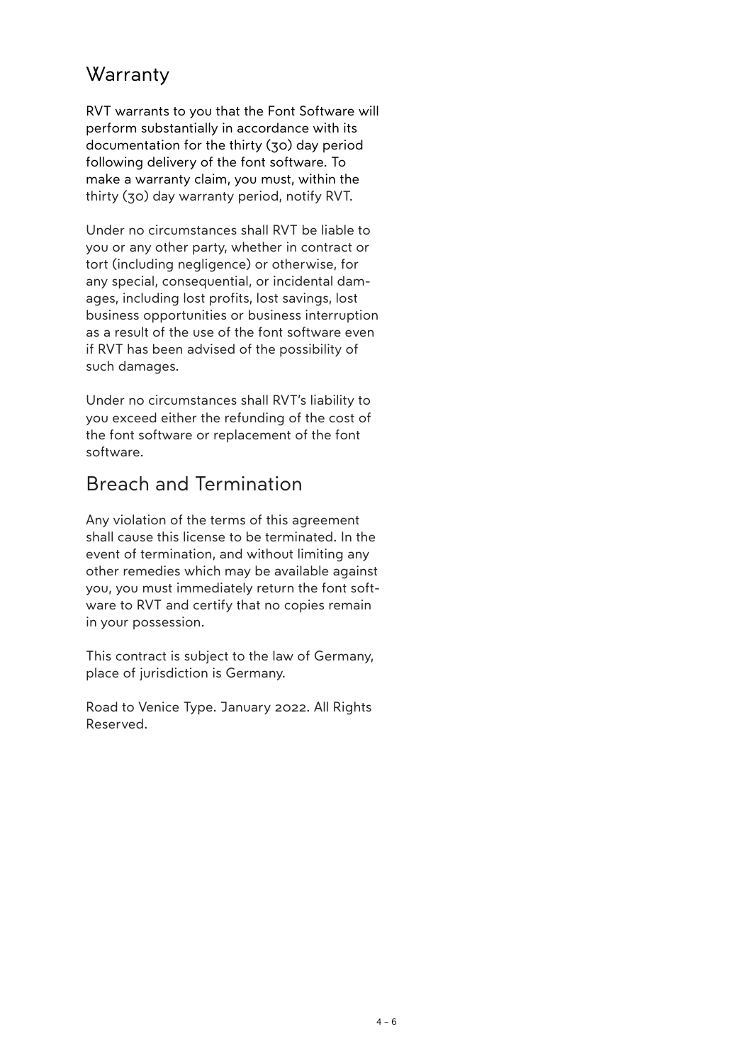## Warranty

RVT warrants to you that the Font Software will perform substantially in accordance with its documentation for the thirty (30) day period following delivery of the font software. To make a warranty claim, you must, within the thirty (30) day warranty period, notify RVT.

Under no circumstances shall RVT be liable to you or any other party, whether in contract or tort (including negligence) or otherwise, for any special, consequential, or incidental damages, including lost profits, lost savings, lost business opportunities or business interruption as a result of the use of the font software even if RVT has been advised of the possibility of such damages.

Under no circumstances shall RVT's liability to you exceed either the refunding of the cost of the font software or replacement of the font software.

## Breach and Termination

Any violation of the terms of this agreement shall cause this license to be terminated. In the event of termination, and without limiting any other remedies which may be available against you, you must immediately return the font software to RVT and certify that no copies remain in your possession.

This contract is subject to the law of Germany, place of jurisdiction is Germany.

Road to Venice Type. January 2022. All Rights Reserved.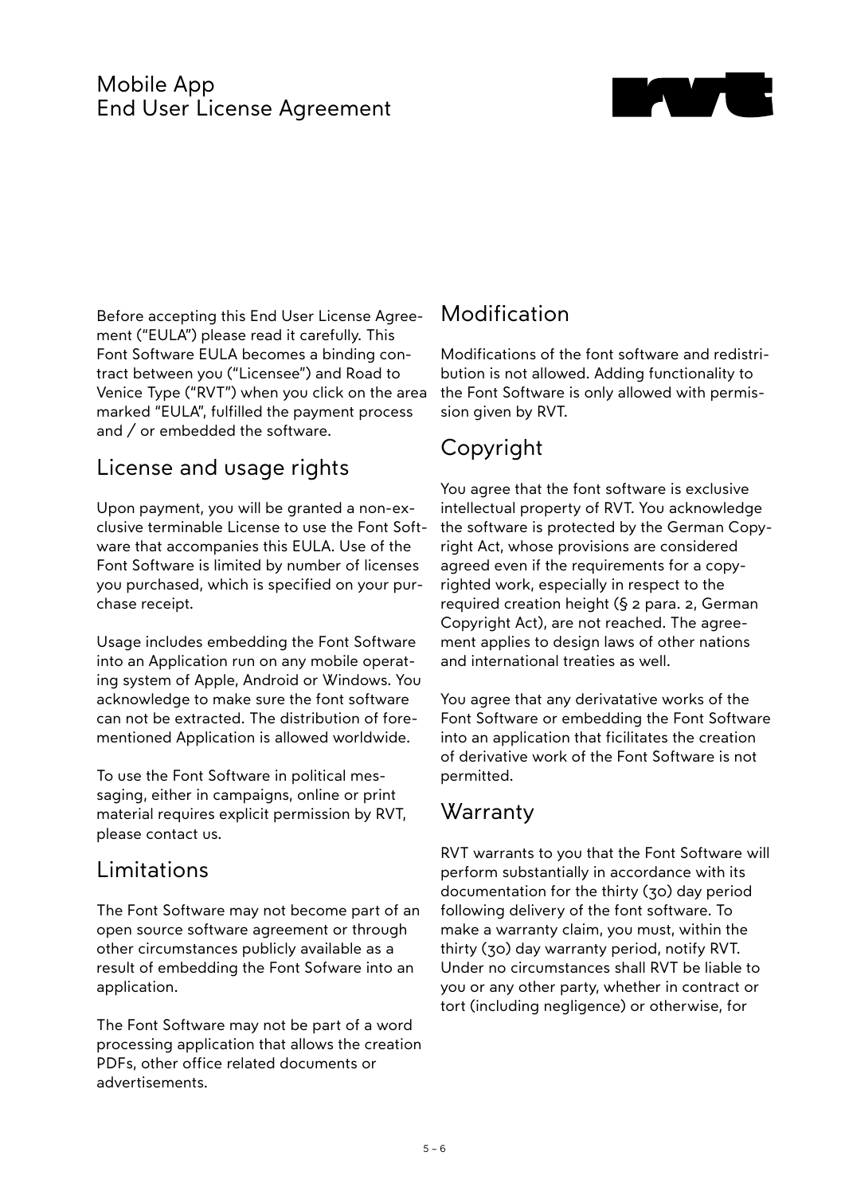# Mobile App End User License Agreement

Before accepting this End User License Agreement ("EULA") please read it carefully. This Font Software EULA becomes a binding contract between you ("Licensee") and Road to Venice Type ("RVT") when you click on the area marked "EULA", fulfilled the payment process and / or embedded the software.

## License and usage rights

Upon payment, you will be granted a non-exclusive terminable License to use the Font Software that accompanies this EULA. Use of the Font Software is limited by number of licenses you purchased, which is specified on your purchase receipt.

Usage includes embedding the Font Software into an Application run on any mobile operating system of Apple, Android or Windows. You acknowledge to make sure the font software can not be extracted. The distribution of forementioned Application is allowed worldwide.

To use the Font Software in political messaging, either in campaigns, online or print material requires explicit permission by RVT, please contact us.

## Limitations

The Font Software may not become part of an open source software agreement or through other circumstances publicly available as a result of embedding the Font Sofware into an application.

The Font Software may not be part of a word processing application that allows the creation PDFs, other office related documents or advertisements.

## Modification

Modifications of the font software and redistribution is not allowed. Adding functionality to the Font Software is only allowed with permission given by RVT.

## Copyright

You agree that the font software is exclusive intellectual property of RVT. You acknowledge the software is protected by the German Copyright Act, whose provisions are considered agreed even if the requirements for a copyrighted work, especially in respect to the required creation height (§ 2 para. 2, German Copyright Act), are not reached. The agreement applies to design laws of other nations and international treaties as well.

You agree that any derivatative works of the Font Software or embedding the Font Software into an application that ficilitates the creation of derivative work of the Font Software is not permitted.

## Warranty

RVT warrants to you that the Font Software will perform substantially in accordance with its documentation for the thirty (30) day period following delivery of the font software. To make a warranty claim, you must, within the thirty (30) day warranty period, notify RVT. Under no circumstances shall RVT be liable to you or any other party, whether in contract or tort (including negligence) or otherwise, for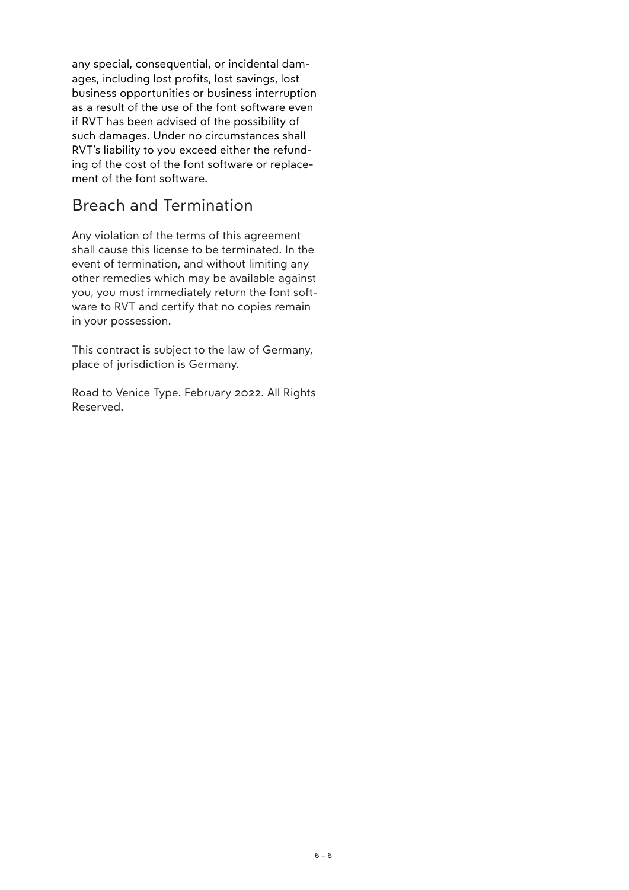any special, consequential, or incidental damages, including lost profits, lost savings, lost business opportunities or business interruption as a result of the use of the font software even if RVT has been advised of the possibility of such damages. Under no circumstances shall RVT's liability to you exceed either the refunding of the cost of the font software or replacement of the font software.

## Breach and Termination

Any violation of the terms of this agreement shall cause this license to be terminated. In the event of termination, and without limiting any other remedies which may be available against you, you must immediately return the font software to RVT and certify that no copies remain in your possession.

This contract is subject to the law of Germany, place of jurisdiction is Germany.

Road to Venice Type. February 2022. All Rights Reserved.